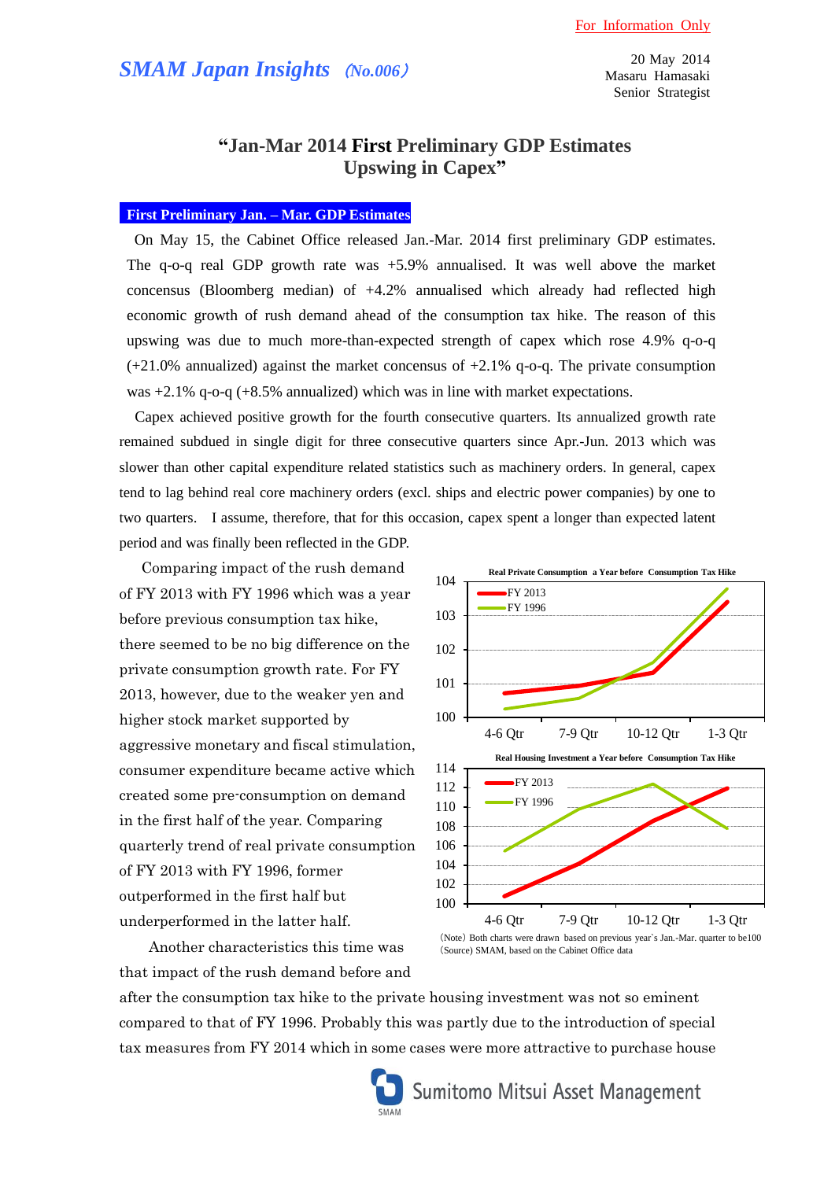For Information Only

## *SMAM Japan Insights* (No.006)

20 May 2014
Masaru Hamasaki
Senior Strategist

# "Jan-Mar 2014 First Preliminary GDP Estimates Upswing in Capex"

### First Preliminary Jan. – Mar. GDP Estimates

On May 15, the Cabinet Office released Jan.-Mar. 2014 first preliminary GDP estimates. The q-o-q real GDP growth rate was +5.9% annualised. It was well above the market concensus (Bloomberg median) of +4.2% annualised which already had reflected high economic growth of rush demand ahead of the consumption tax hike. The reason of this upswing was due to much more-than-expected strength of capex which rose 4.9% q-o-q (+21.0% annualized) against the market concensus of +2.1% q-o-q. The private consumption was +2.1% q-o-q (+8.5% annualized) which was in line with market expectations.

Capex achieved positive growth for the fourth consecutive quarters. Its annualized growth rate remained subdued in single digit for three consecutive quarters since Apr.-Jun. 2013 which was slower than other capital expenditure related statistics such as machinery orders. In general, capex tend to lag behind real core machinery orders (excl. ships and electric power companies) by one to two quarters. I assume, therefore, that for this occasion, capex spent a longer than expected latent period and was finally been reflected in the GDP.

Comparing impact of the rush demand of FY 2013 with FY 1996 which was a year before previous consumption tax hike, there seemed to be no big difference on the private consumption growth rate. For FY 2013, however, due to the weaker yen and higher stock market supported by aggressive monetary and fiscal stimulation, consumer expenditure became active which created some pre-consumption on demand in the first half of the year. Comparing quarterly trend of real private consumption of FY 2013 with FY 1996, former outperformed in the first half but underperformed in the latter half.

Real Private Consumption a Year before Consumption Tax Hike

Real Housing Investment a Year before Consumption Tax Hike

(Note) Both charts were drawn based on previous year`s Jan.-Mar. quarter to be100
(Source) SMAM, based on the Cabinet Office data

Another characteristics this time was that impact of the rush demand before and after the consumption tax hike to the private housing investment was not so eminent compared to that of FY 1996. Probably this was partly due to the introduction of special tax measures from FY 2014 which in some cases were more attractive to purchase house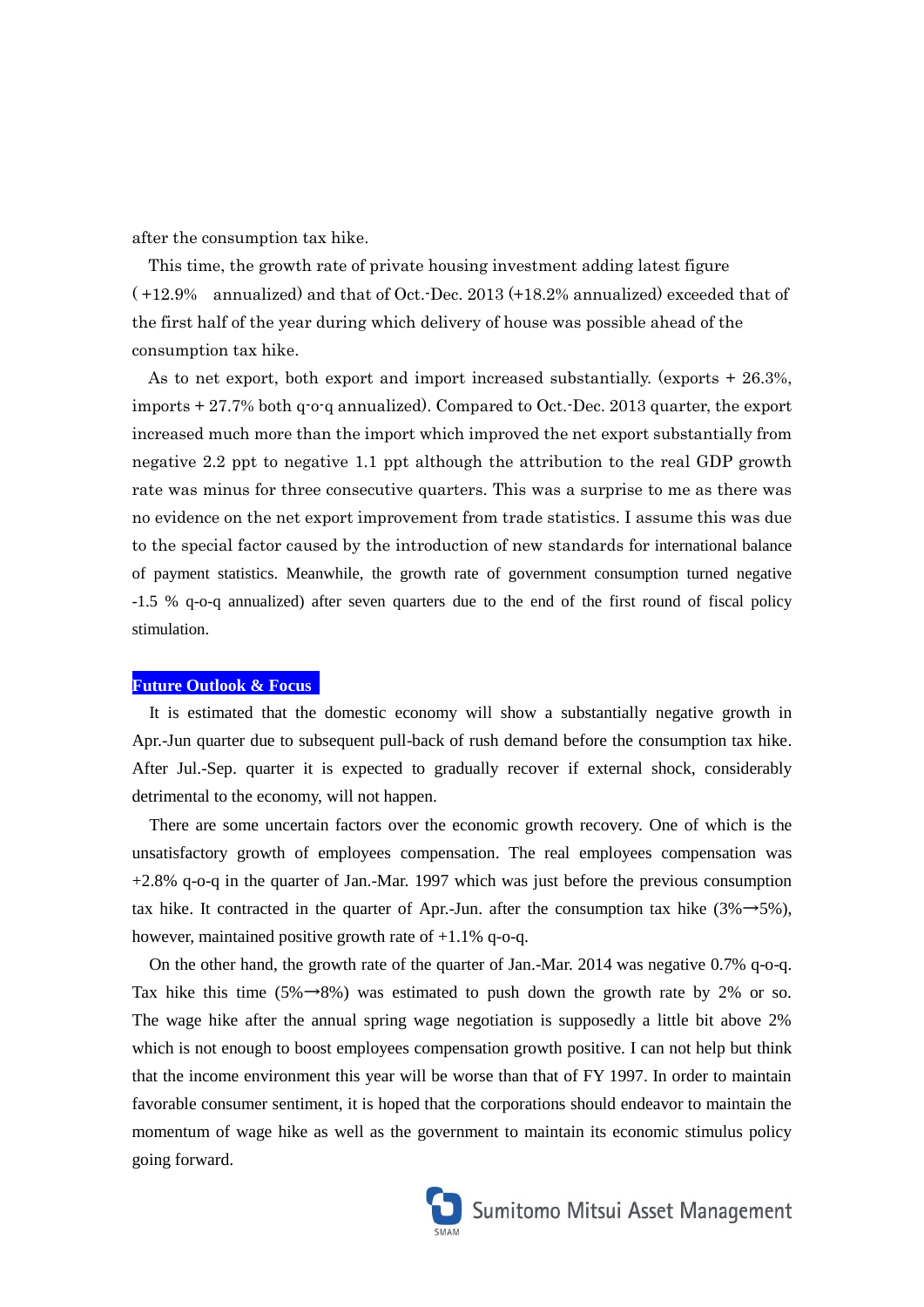after the consumption tax hike.

This time, the growth rate of private housing investment adding latest figure (+12.9% annualized) and that of Oct.-Dec. 2013 (+18.2% annualized) exceeded that of the first half of the year during which delivery of house was possible ahead of the consumption tax hike.

As to net export, both export and import increased substantially. (exports + 26.3%, imports + 27.7% both q-o-q annualized). Compared to Oct.-Dec. 2013 quarter, the export increased much more than the import which improved the net export substantially from negative 2.2 ppt to negative 1.1 ppt although the attribution to the real GDP growth rate was minus for three consecutive quarters. This was a surprise to me as there was no evidence on the net export improvement from trade statistics. I assume this was due to the special factor caused by the introduction of new standards for international balance of payment statistics. Meanwhile, the growth rate of government consumption turned negative -1.5 % q-o-q annualized) after seven quarters due to the end of the first round of fiscal policy stimulation.

## Future Outlook & Focus

It is estimated that the domestic economy will show a substantially negative growth in Apr.-Jun quarter due to subsequent pull-back of rush demand before the consumption tax hike. After Jul.-Sep. quarter it is expected to gradually recover if external shock, considerably detrimental to the economy, will not happen.

There are some uncertain factors over the economic growth recovery. One of which is the unsatisfactory growth of employees compensation. The real employees compensation was +2.8% q-o-q in the quarter of Jan.-Mar. 1997 which was just before the previous consumption tax hike. It contracted in the quarter of Apr.-Jun. after the consumption tax hike (3%→5%), however, maintained positive growth rate of +1.1% q-o-q.

On the other hand, the growth rate of the quarter of Jan.-Mar. 2014 was negative 0.7% q-o-q. Tax hike this time (5%→8%) was estimated to push down the growth rate by 2% or so. The wage hike after the annual spring wage negotiation is supposedly a little bit above 2% which is not enough to boost employees compensation growth positive. I can not help but think that the income environment this year will be worse than that of FY 1997. In order to maintain favorable consumer sentiment, it is hoped that the corporations should endeavor to maintain the momentum of wage hike as well as the government to maintain its economic stimulus policy going forward.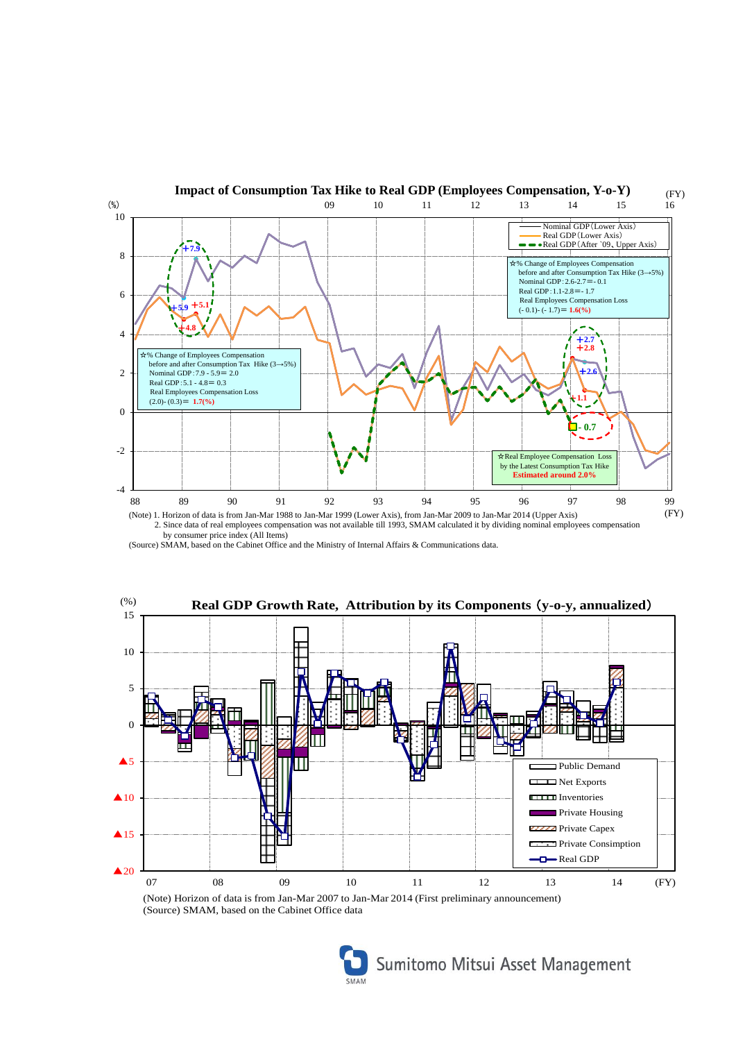## Impact of Consumption Tax Hike to Real GDP (Employees Compensation, Y-o-Y)

Nominal GDP (Lower Axis)
Real GDP (Lower Axis)
Real GDP (After '09, Upper Axis)

☆% Change of Employees Compensation before and after Consumption Tax Hike (3→5%)
Nominal GDP : 7.9 - 5.9 = 2.0
Real GDP : 5.1 - 4.8 = 0.3
Real Employees Compensation Loss
(2.0) - (0.3) = **1.7(%)**

☆% Change of Employees Compensation before and after Consumption Tax Hike (3→5%)
Nominal GDP : 2.6 - 2.7 = - 0.1
Real GDP : 1.1 - 2.8 = - 1.7
Real Employees Compensation Loss
(- 0.1) - (- 1.7) = **1.6(%)**

☆Real Employee Compensation Loss by the Latest Consumption Tax Hike
**Estimated around 2.0%**

(Note) 1. Horizon of data is from Jan-Mar 1988 to Jan-Mar 1999 (Lower Axis), from Jan-Mar 2009 to Jan-Mar 2014 (Upper Axis)
2. Since data of real employees compensation was not available till 1993, SMAM calculated it by dividing nominal employees compensation by consumer price index (All Items)

(Source) SMAM, based on the Cabinet Office and the Ministry of Internal Affairs & Communications data.

## Real GDP Growth Rate, Attribution by its Components (y-o-y, annualized)

Public Demand
Net Exports
Inventories
Private Housing
Private Capex
Private Consimption
Real GDP

(Note) Horizon of data is from Jan-Mar 2007 to Jan-Mar 2014 (First preliminary announcement)
(Source) SMAM, based on the Cabinet Office data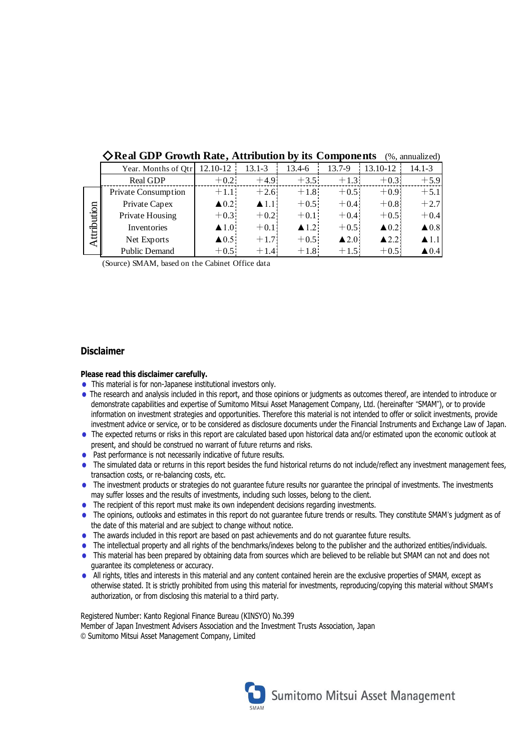◇**Real GDP Growth Rate, Attribution by its Components** (%, annualized)

| | Year. Months of Qtr | 12.10-12 | 13.1-3 | 13.4-6 | 13.7-9 | 13.10-12 | 14.1-3 |
|---|---|---|---|---|---|---|---|
| | Real GDP | +0.2 | +4.9 | +3.5 | +1.3 | +0.3 | +5.9 |
| Attribution | Private Consumption | +1.1 | +2.6 | +1.8 | +0.5 | +0.9 | +5.1 |
| | Private Capex | ▲0.2 | ▲1.1 | +0.5 | +0.4 | +0.8 | +2.7 |
| | Private Housing | +0.3 | +0.2 | +0.1 | +0.4 | +0.5 | +0.4 |
| | Inventories | ▲1.0 | +0.1 | ▲1.2 | +0.5 | ▲0.2 | ▲0.8 |
| | Net Exports | ▲0.5 | +1.7 | +0.5 | ▲2.0 | ▲2.2 | ▲1.1 |
| | Public Demand | +0.5 | +1.4 | +1.8 | +1.5 | +0.5 | ▲0.4 |

(Source) SMAM, based on the Cabinet Office data

## Disclaimer

**Please read this disclaimer carefully.**

- This material is for non-Japanese institutional investors only.
- The research and analysis included in this report, and those opinions or judgments as outcomes thereof, are intended to introduce or demonstrate capabilities and expertise of Sumitomo Mitsui Asset Management Company, Ltd. (hereinafter "SMAM"), or to provide information on investment strategies and opportunities. Therefore this material is not intended to offer or solicit investments, provide investment advice or service, or to be considered as disclosure documents under the Financial Instruments and Exchange Law of Japan.
- The expected returns or risks in this report are calculated based upon historical data and/or estimated upon the economic outlook at present, and should be construed no warrant of future returns and risks.
- Past performance is not necessarily indicative of future results.
- The simulated data or returns in this report besides the fund historical returns do not include/reflect any investment management fees, transaction costs, or re-balancing costs, etc.
- The investment products or strategies do not guarantee future results nor guarantee the principal of investments. The investments may suffer losses and the results of investments, including such losses, belong to the client.
- The recipient of this report must make its own independent decisions regarding investments.
- The opinions, outlooks and estimates in this report do not guarantee future trends or results. They constitute SMAM's judgment as of the date of this material and are subject to change without notice.
- The awards included in this report are based on past achievements and do not guarantee future results.
- The intellectual property and all rights of the benchmarks/indexes belong to the publisher and the authorized entities/individuals.
- This material has been prepared by obtaining data from sources which are believed to be reliable but SMAM can not and does not guarantee its completeness or accuracy.
- All rights, titles and interests in this material and any content contained herein are the exclusive properties of SMAM, except as otherwise stated. It is strictly prohibited from using this material for investments, reproducing/copying this material without SMAM's authorization, or from disclosing this material to a third party.

Registered Number: Kanto Regional Finance Bureau (KINSYO) No.399
Member of Japan Investment Advisers Association and the Investment Trusts Association, Japan
© Sumitomo Mitsui Asset Management Company, Limited

SMAM Sumitomo Mitsui Asset Management